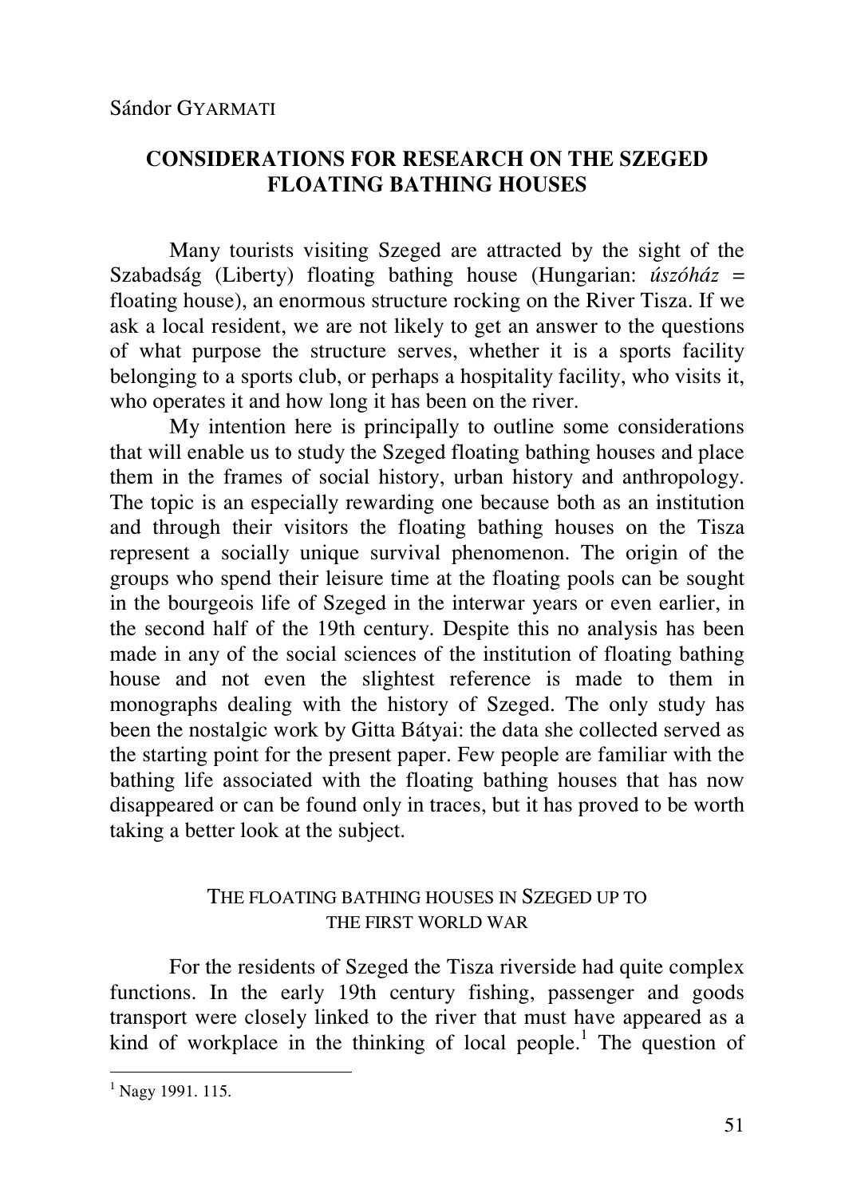Sándor GYARMATI

# CONSIDERATIONS FOR RESEARCH ON THE SZEGED FLOATING BATHING HOUSES

Many tourists visiting Szeged are attracted by the sight of the Szabadság (Liberty) floating bathing house (Hungarian: *úszóház* = floating house), an enormous structure rocking on the River Tisza. If we ask a local resident, we are not likely to get an answer to the questions of what purpose the structure serves, whether it is a sports facility belonging to a sports club, or perhaps a hospitality facility, who visits it, who operates it and how long it has been on the river.

My intention here is principally to outline some considerations that will enable us to study the Szeged floating bathing houses and place them in the frames of social history, urban history and anthropology. The topic is an especially rewarding one because both as an institution and through their visitors the floating bathing houses on the Tisza represent a socially unique survival phenomenon. The origin of the groups who spend their leisure time at the floating pools can be sought in the bourgeois life of Szeged in the interwar years or even earlier, in the second half of the 19th century. Despite this no analysis has been made in any of the social sciences of the institution of floating bathing house and not even the slightest reference is made to them in monographs dealing with the history of Szeged. The only study has been the nostalgic work by Gitta Bátyai: the data she collected served as the starting point for the present paper. Few people are familiar with the bathing life associated with the floating bathing houses that has now disappeared or can be found only in traces, but it has proved to be worth taking a better look at the subject.

## THE FLOATING BATHING HOUSES IN SZEGED UP TO THE FIRST WORLD WAR

For the residents of Szeged the Tisza riverside had quite complex functions. In the early 19th century fishing, passenger and goods transport were closely linked to the river that must have appeared as a kind of workplace in the thinking of local people.[1] The question of

[1] Nagy 1991. 115.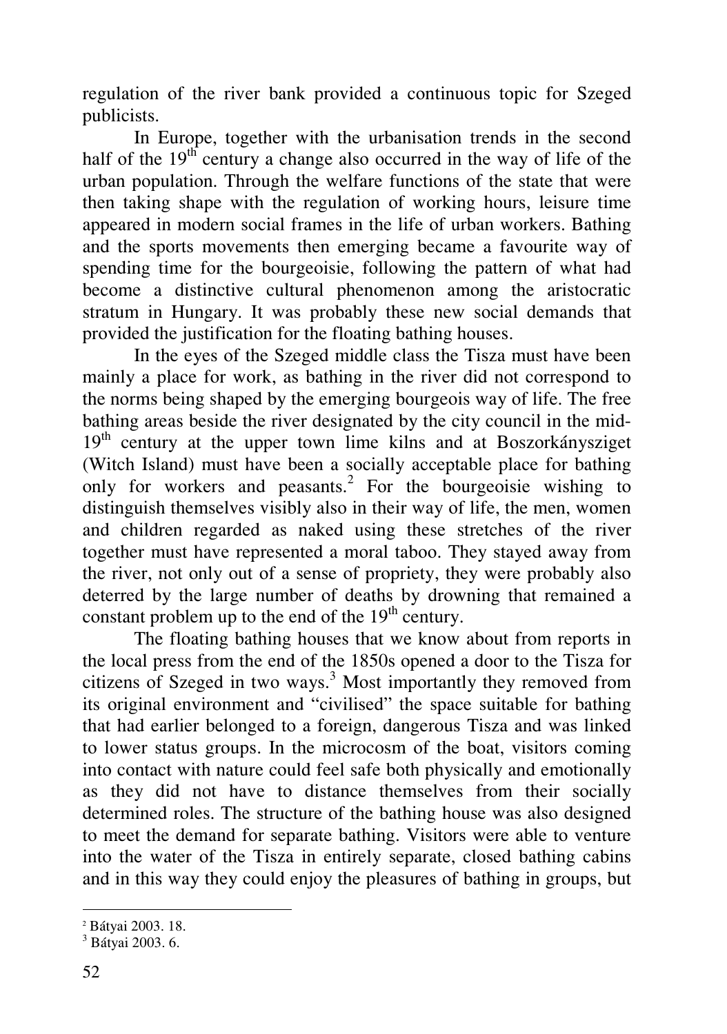regulation of the river bank provided a continuous topic for Szeged publicists.

In Europe, together with the urbanisation trends in the second half of the 19th century a change also occurred in the way of life of the urban population. Through the welfare functions of the state that were then taking shape with the regulation of working hours, leisure time appeared in modern social frames in the life of urban workers. Bathing and the sports movements then emerging became a favourite way of spending time for the bourgeoisie, following the pattern of what had become a distinctive cultural phenomenon among the aristocratic stratum in Hungary. It was probably these new social demands that provided the justification for the floating bathing houses.

In the eyes of the Szeged middle class the Tisza must have been mainly a place for work, as bathing in the river did not correspond to the norms being shaped by the emerging bourgeois way of life. The free bathing areas beside the river designated by the city council in the mid-19th century at the upper town lime kilns and at Boszorkánysziget (Witch Island) must have been a socially acceptable place for bathing only for workers and peasants.[2] For the bourgeoisie wishing to distinguish themselves visibly also in their way of life, the men, women and children regarded as naked using these stretches of the river together must have represented a moral taboo. They stayed away from the river, not only out of a sense of propriety, they were probably also deterred by the large number of deaths by drowning that remained a constant problem up to the end of the 19th century.

The floating bathing houses that we know about from reports in the local press from the end of the 1850s opened a door to the Tisza for citizens of Szeged in two ways.[3] Most importantly they removed from its original environment and "civilised" the space suitable for bathing that had earlier belonged to a foreign, dangerous Tisza and was linked to lower status groups. In the microcosm of the boat, visitors coming into contact with nature could feel safe both physically and emotionally as they did not have to distance themselves from their socially determined roles. The structure of the bathing house was also designed to meet the demand for separate bathing. Visitors were able to venture into the water of the Tisza in entirely separate, closed bathing cabins and in this way they could enjoy the pleasures of bathing in groups, but

---

[2] Bátyai 2003. 18.

[3] Bátyai 2003. 6.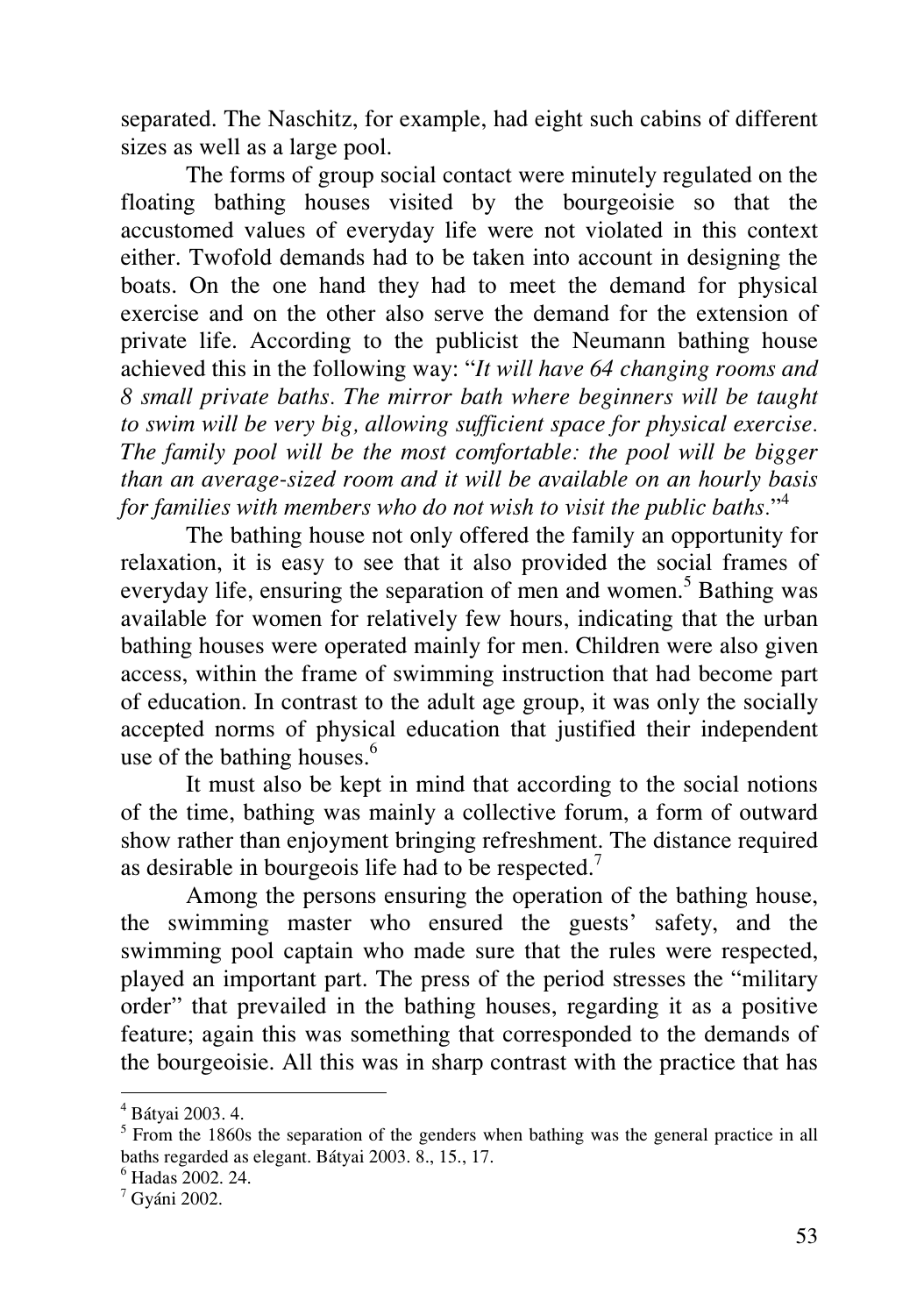separated. The Naschitz, for example, had eight such cabins of different sizes as well as a large pool.

The forms of group social contact were minutely regulated on the floating bathing houses visited by the bourgeoisie so that the accustomed values of everyday life were not violated in this context either. Twofold demands had to be taken into account in designing the boats. On the one hand they had to meet the demand for physical exercise and on the other also serve the demand for the extension of private life. According to the publicist the Neumann bathing house achieved this in the following way: "*It will have 64 changing rooms and 8 small private baths. The mirror bath where beginners will be taught to swim will be very big, allowing sufficient space for physical exercise. The family pool will be the most comfortable: the pool will be bigger than an average-sized room and it will be available on an hourly basis for families with members who do not wish to visit the public baths.*"[4]

The bathing house not only offered the family an opportunity for relaxation, it is easy to see that it also provided the social frames of everyday life, ensuring the separation of men and women.[5] Bathing was available for women for relatively few hours, indicating that the urban bathing houses were operated mainly for men. Children were also given access, within the frame of swimming instruction that had become part of education. In contrast to the adult age group, it was only the socially accepted norms of physical education that justified their independent use of the bathing houses.[6]

It must also be kept in mind that according to the social notions of the time, bathing was mainly a collective forum, a form of outward show rather than enjoyment bringing refreshment. The distance required as desirable in bourgeois life had to be respected.[7]

Among the persons ensuring the operation of the bathing house, the swimming master who ensured the guests' safety, and the swimming pool captain who made sure that the rules were respected, played an important part. The press of the period stresses the "military order" that prevailed in the bathing houses, regarding it as a positive feature; again this was something that corresponded to the demands of the bourgeoisie. All this was in sharp contrast with the practice that has

---

[4] Bátyai 2003. 4.

[5] From the 1860s the separation of the genders when bathing was the general practice in all baths regarded as elegant. Bátyai 2003. 8., 15., 17.

[6] Hadas 2002. 24.

[7] Gyáni 2002.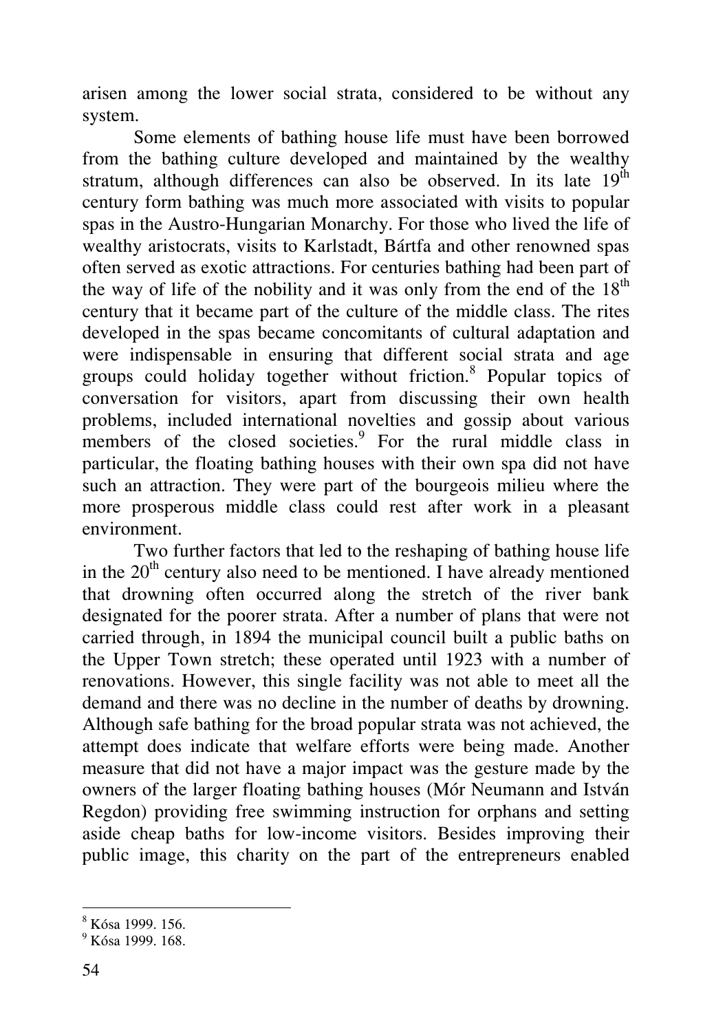arisen among the lower social strata, considered to be without any system.

Some elements of bathing house life must have been borrowed from the bathing culture developed and maintained by the wealthy stratum, although differences can also be observed. In its late 19th century form bathing was much more associated with visits to popular spas in the Austro-Hungarian Monarchy. For those who lived the life of wealthy aristocrats, visits to Karlstadt, Bártfa and other renowned spas often served as exotic attractions. For centuries bathing had been part of the way of life of the nobility and it was only from the end of the 18th century that it became part of the culture of the middle class. The rites developed in the spas became concomitants of cultural adaptation and were indispensable in ensuring that different social strata and age groups could holiday together without friction.[8] Popular topics of conversation for visitors, apart from discussing their own health problems, included international novelties and gossip about various members of the closed societies.[9] For the rural middle class in particular, the floating bathing houses with their own spa did not have such an attraction. They were part of the bourgeois milieu where the more prosperous middle class could rest after work in a pleasant environment.

Two further factors that led to the reshaping of bathing house life in the 20th century also need to be mentioned. I have already mentioned that drowning often occurred along the stretch of the river bank designated for the poorer strata. After a number of plans that were not carried through, in 1894 the municipal council built a public baths on the Upper Town stretch; these operated until 1923 with a number of renovations. However, this single facility was not able to meet all the demand and there was no decline in the number of deaths by drowning. Although safe bathing for the broad popular strata was not achieved, the attempt does indicate that welfare efforts were being made. Another measure that did not have a major impact was the gesture made by the owners of the larger floating bathing houses (Mór Neumann and István Regdon) providing free swimming instruction for orphans and setting aside cheap baths for low-income visitors. Besides improving their public image, this charity on the part of the entrepreneurs enabled

---

[8] Kósa 1999. 156.

[9] Kósa 1999. 168.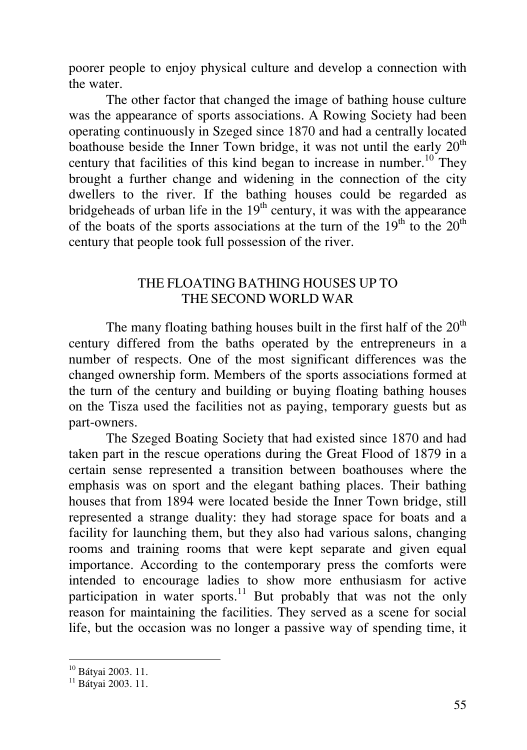poorer people to enjoy physical culture and develop a connection with the water.

The other factor that changed the image of bathing house culture was the appearance of sports associations. A Rowing Society had been operating continuously in Szeged since 1870 and had a centrally located boathouse beside the Inner Town bridge, it was not until the early 20th century that facilities of this kind began to increase in number.[10] They brought a further change and widening in the connection of the city dwellers to the river. If the bathing houses could be regarded as bridgeheads of urban life in the 19th century, it was with the appearance of the boats of the sports associations at the turn of the 19th to the 20th century that people took full possession of the river.

## THE FLOATING BATHING HOUSES UP TO THE SECOND WORLD WAR

The many floating bathing houses built in the first half of the 20th century differed from the baths operated by the entrepreneurs in a number of respects. One of the most significant differences was the changed ownership form. Members of the sports associations formed at the turn of the century and building or buying floating bathing houses on the Tisza used the facilities not as paying, temporary guests but as part-owners.

The Szeged Boating Society that had existed since 1870 and had taken part in the rescue operations during the Great Flood of 1879 in a certain sense represented a transition between boathouses where the emphasis was on sport and the elegant bathing places. Their bathing houses that from 1894 were located beside the Inner Town bridge, still represented a strange duality: they had storage space for boats and a facility for launching them, but they also had various salons, changing rooms and training rooms that were kept separate and given equal importance. According to the contemporary press the comforts were intended to encourage ladies to show more enthusiasm for active participation in water sports.[11] But probably that was not the only reason for maintaining the facilities. They served as a scene for social life, but the occasion was no longer a passive way of spending time, it

[10] Bátyai 2003. 11.

[11] Bátyai 2003. 11.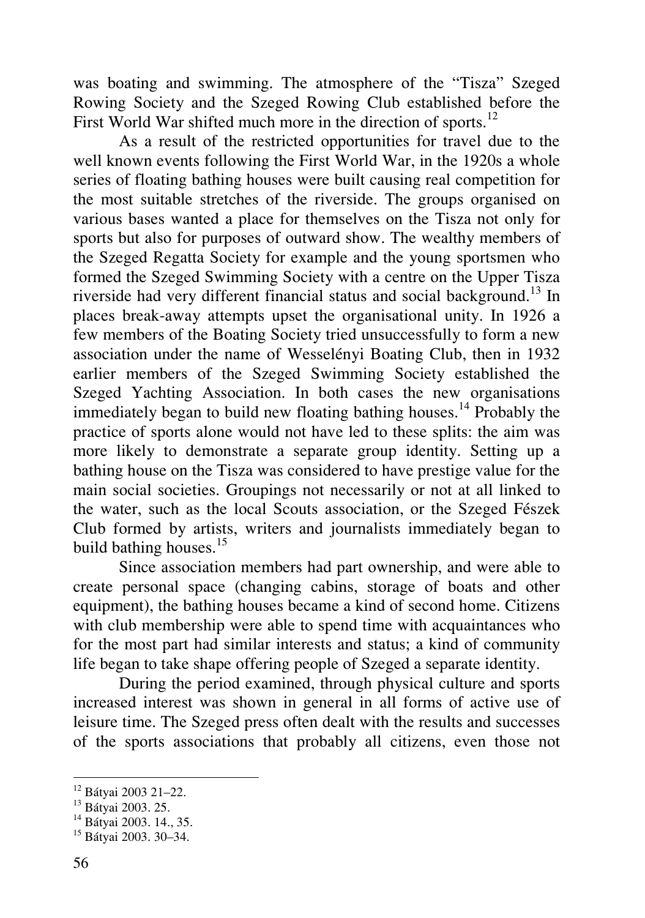was boating and swimming. The atmosphere of the "Tisza" Szeged Rowing Society and the Szeged Rowing Club established before the First World War shifted much more in the direction of sports.[12]

As a result of the restricted opportunities for travel due to the well known events following the First World War, in the 1920s a whole series of floating bathing houses were built causing real competition for the most suitable stretches of the riverside. The groups organised on various bases wanted a place for themselves on the Tisza not only for sports but also for purposes of outward show. The wealthy members of the Szeged Regatta Society for example and the young sportsmen who formed the Szeged Swimming Society with a centre on the Upper Tisza riverside had very different financial status and social background.[13] In places break-away attempts upset the organisational unity. In 1926 a few members of the Boating Society tried unsuccessfully to form a new association under the name of Wesselényi Boating Club, then in 1932 earlier members of the Szeged Swimming Society established the Szeged Yachting Association. In both cases the new organisations immediately began to build new floating bathing houses.[14] Probably the practice of sports alone would not have led to these splits: the aim was more likely to demonstrate a separate group identity. Setting up a bathing house on the Tisza was considered to have prestige value for the main social societies. Groupings not necessarily or not at all linked to the water, such as the local Scouts association, or the Szeged Fészek Club formed by artists, writers and journalists immediately began to build bathing houses.[15]

Since association members had part ownership, and were able to create personal space (changing cabins, storage of boats and other equipment), the bathing houses became a kind of second home. Citizens with club membership were able to spend time with acquaintances who for the most part had similar interests and status; a kind of community life began to take shape offering people of Szeged a separate identity.

During the period examined, through physical culture and sports increased interest was shown in general in all forms of active use of leisure time. The Szeged press often dealt with the results and successes of the sports associations that probably all citizens, even those not

---

[12] Bátyai 2003 21–22.

[13] Bátyai 2003. 25.

[14] Bátyai 2003. 14., 35.

[15] Bátyai 2003. 30–34.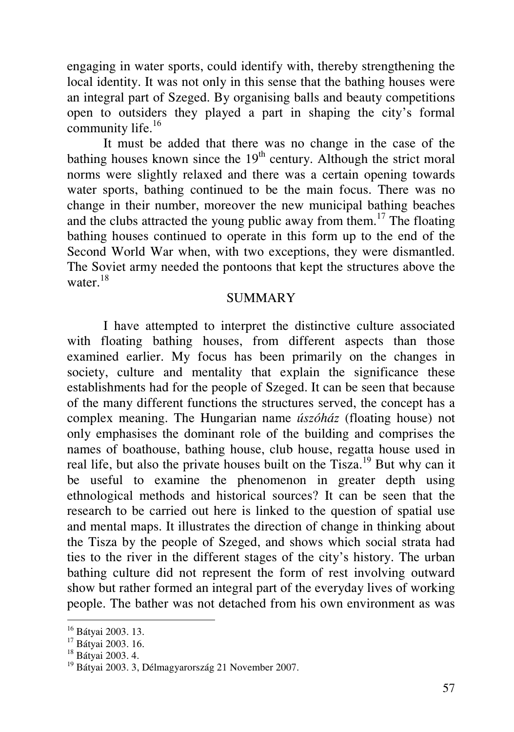engaging in water sports, could identify with, thereby strengthening the local identity. It was not only in this sense that the bathing houses were an integral part of Szeged. By organising balls and beauty competitions open to outsiders they played a part in shaping the city's formal community life.[16]

It must be added that there was no change in the case of the bathing houses known since the 19th century. Although the strict moral norms were slightly relaxed and there was a certain opening towards water sports, bathing continued to be the main focus. There was no change in their number, moreover the new municipal bathing beaches and the clubs attracted the young public away from them.[17] The floating bathing houses continued to operate in this form up to the end of the Second World War when, with two exceptions, they were dismantled. The Soviet army needed the pontoons that kept the structures above the water.[18]

## SUMMARY

I have attempted to interpret the distinctive culture associated with floating bathing houses, from different aspects than those examined earlier. My focus has been primarily on the changes in society, culture and mentality that explain the significance these establishments had for the people of Szeged. It can be seen that because of the many different functions the structures served, the concept has a complex meaning. The Hungarian name *úszóház* (floating house) not only emphasises the dominant role of the building and comprises the names of boathouse, bathing house, club house, regatta house used in real life, but also the private houses built on the Tisza.[19] But why can it be useful to examine the phenomenon in greater depth using ethnological methods and historical sources? It can be seen that the research to be carried out here is linked to the question of spatial use and mental maps. It illustrates the direction of change in thinking about the Tisza by the people of Szeged, and shows which social strata had ties to the river in the different stages of the city's history. The urban bathing culture did not represent the form of rest involving outward show but rather formed an integral part of the everyday lives of working people. The bather was not detached from his own environment as was

---

[16] Bátyai 2003. 13.

[17] Bátyai 2003. 16.

[18] Bátyai 2003. 4.

[19] Bátyai 2003. 3, Délmagyarország 21 November 2007.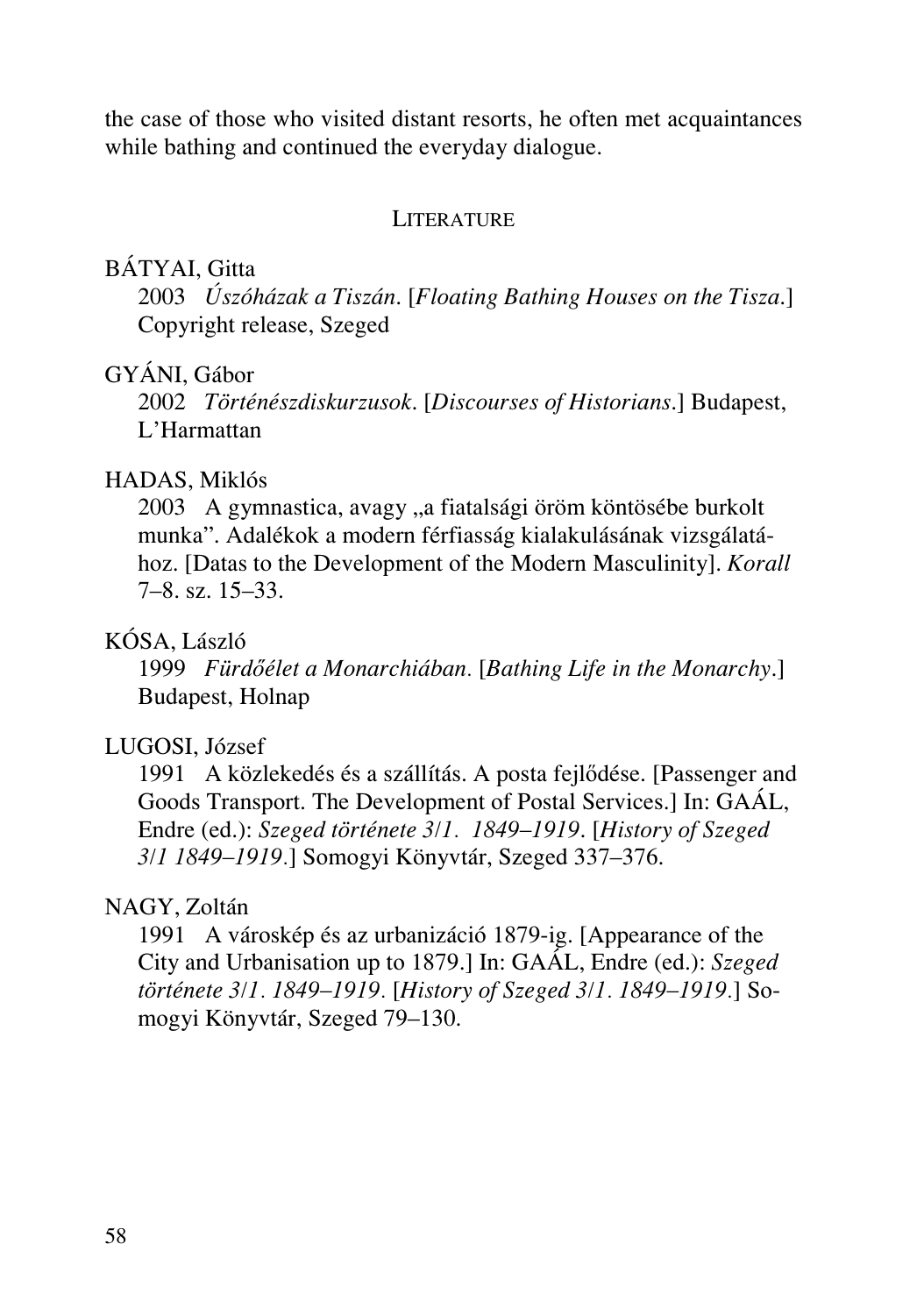the case of those who visited distant resorts, he often met acquaintances while bathing and continued the everyday dialogue.

## LITERATURE

BÁTYAI, Gitta

2003 *Úszóházak a Tiszán*. [*Floating Bathing Houses on the Tisza*.] Copyright release, Szeged

GYÁNI, Gábor

2002 *Történészdiskurzusok*. [*Discourses of Historians*.] Budapest, L'Harmattan

HADAS, Miklós

2003 A gymnastica, avagy „a fiatalsági öröm köntösébe burkolt munka". Adalékok a modern férfiasság kialakulásának vizsgálatához. [Datas to the Development of the Modern Masculinity]. *Korall* 7–8. sz. 15–33.

KÓSA, László

1999 *Fürdőélet a Monarchiában*. [*Bathing Life in the Monarchy*.] Budapest, Holnap

LUGOSI, József

1991 A közlekedés és a szállítás. A posta fejlődése. [Passenger and Goods Transport. The Development of Postal Services.] In: GAÁL, Endre (ed.): *Szeged története 3/1. 1849–1919*. [*History of Szeged 3/1 1849–1919*.] Somogyi Könyvtár, Szeged 337–376.

NAGY, Zoltán

1991 A városkép és az urbanizáció 1879-ig. [Appearance of the City and Urbanisation up to 1879.] In: GAÁL, Endre (ed.): *Szeged története 3/1. 1849–1919*. [*History of Szeged 3/1. 1849–1919*.] Somogyi Könyvtár, Szeged 79–130.